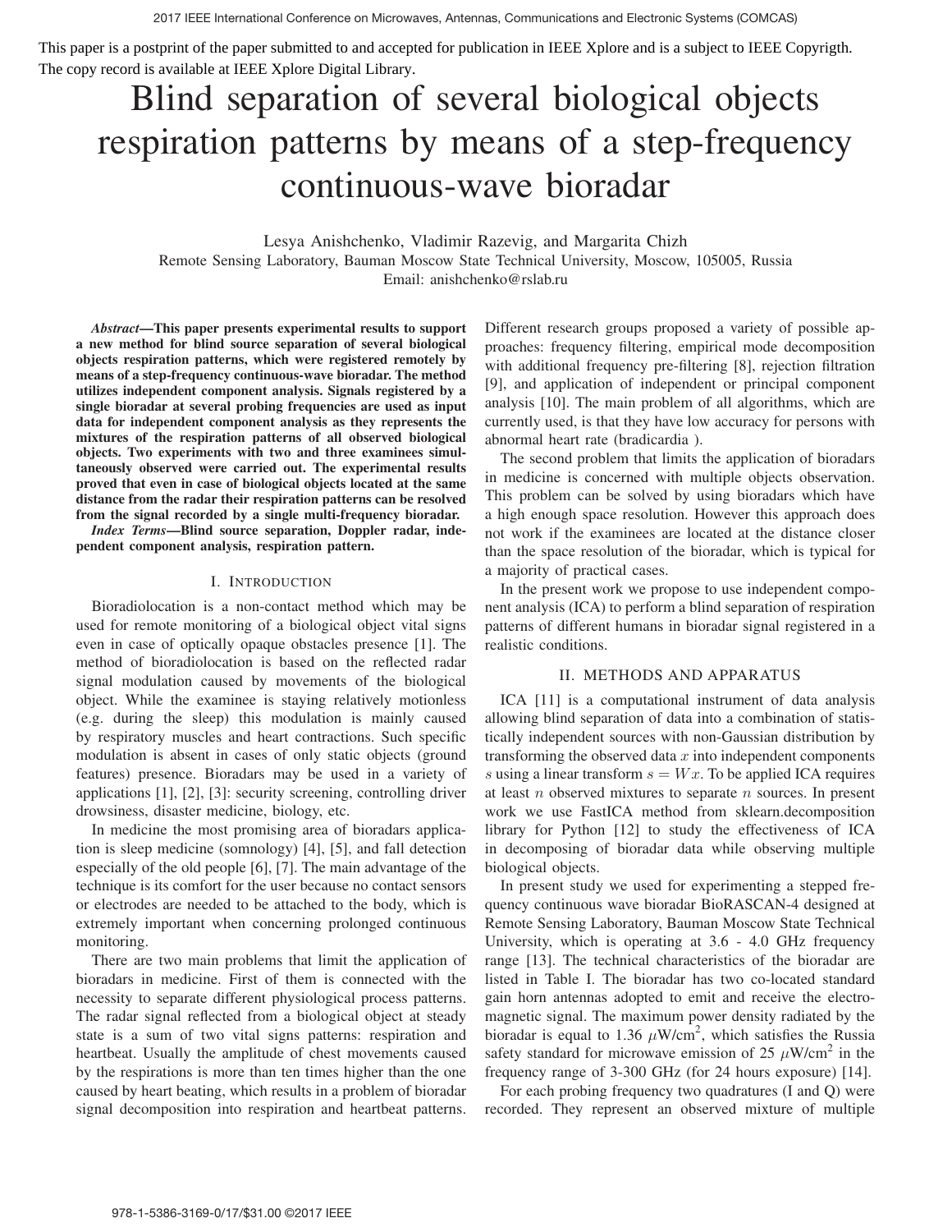This paper is a postprint of the paper submitted to and accepted for publication in IEEE Xplore and is a subject to IEEE Copyrigth. The copy record is available at IEEE Xplore Digital Library.

# Blind separation of several biological objects respiration patterns by means of a step-frequency continuous-wave bioradar

Lesya Anishchenko, Vladimir Razevig, and Margarita Chizh
Remote Sensing Laboratory, Bauman Moscow State Technical University, Moscow, 105005, Russia
Email: anishchenko@rslab.ru

***Abstract*—This paper presents experimental results to support a new method for blind source separation of several biological objects respiration patterns, which were registered remotely by means of a step-frequency continuous-wave bioradar. The method utilizes independent component analysis. Signals registered by a single bioradar at several probing frequencies are used as input data for independent component analysis as they represents the mixtures of the respiration patterns of all observed biological objects. Two experiments with two and three examinees simultaneously observed were carried out. The experimental results proved that even in case of biological objects located at the same distance from the radar their respiration patterns can be resolved from the signal recorded by a single multi-frequency bioradar.**

***Index Terms*—Blind source separation, Doppler radar, independent component analysis, respiration pattern.**

## I. Introduction

Bioradiolocation is a non-contact method which may be used for remote monitoring of a biological object vital signs even in case of optically opaque obstacles presence [1]. The method of bioradiolocation is based on the reflected radar signal modulation caused by movements of the biological object. While the examinee is staying relatively motionless (e.g. during the sleep) this modulation is mainly caused by respiratory muscles and heart contractions. Such specific modulation is absent in cases of only static objects (ground features) presence. Bioradars may be used in a variety of applications [1], [2], [3]: security screening, controlling driver drowsiness, disaster medicine, biology, etc.

In medicine the most promising area of bioradars application is sleep medicine (somnology) [4], [5], and fall detection especially of the old people [6], [7]. The main advantage of the technique is its comfort for the user because no contact sensors or electrodes are needed to be attached to the body, which is extremely important when concerning prolonged continuous monitoring.

There are two main problems that limit the application of bioradars in medicine. First of them is connected with the necessity to separate different physiological process patterns. The radar signal reflected from a biological object at steady state is a sum of two vital signs patterns: respiration and heartbeat. Usually the amplitude of chest movements caused by the respirations is more than ten times higher than the one caused by heart beating, which results in a problem of bioradar signal decomposition into respiration and heartbeat patterns. Different research groups proposed a variety of possible approaches: frequency filtering, empirical mode decomposition with additional frequency pre-filtering [8], rejection filtration [9], and application of independent or principal component analysis [10]. The main problem of all algorithms, which are currently used, is that they have low accuracy for persons with abnormal heart rate (bradicardia ).

The second problem that limits the application of bioradars in medicine is concerned with multiple objects observation. This problem can be solved by using bioradars which have a high enough space resolution. However this approach does not work if the examinees are located at the distance closer than the space resolution of the bioradar, which is typical for a majority of practical cases.

In the present work we propose to use independent component analysis (ICA) to perform a blind separation of respiration patterns of different humans in bioradar signal registered in a realistic conditions.

## II. Methods and Apparatus

ICA [11] is a computational instrument of data analysis allowing blind separation of data into a combination of statistically independent sources with non-Gaussian distribution by transforming the observed data $x$ into independent components $s$ using a linear transform $s = Wx$. To be applied ICA requires at least $n$ observed mixtures to separate $n$ sources. In present work we use FastICA method from sklearn.decomposition library for Python [12] to study the effectiveness of ICA in decomposing of bioradar data while observing multiple biological objects.

In present study we used for experimenting a stepped frequency continuous wave bioradar BioRASCAN-4 designed at Remote Sensing Laboratory, Bauman Moscow State Technical University, which is operating at 3.6 - 4.0 GHz frequency range [13]. The technical characteristics of the bioradar are listed in Table I. The bioradar has two co-located standard gain horn antennas adopted to emit and receive the electromagnetic signal. The maximum power density radiated by the bioradar is equal to 1.36 $\mu$W/cm$^2$, which satisfies the Russia safety standard for microwave emission of 25 $\mu$W/cm$^2$ in the frequency range of 3-300 GHz (for 24 hours exposure) [14].

For each probing frequency two quadratures (I and Q) were recorded. They represent an observed mixture of multiple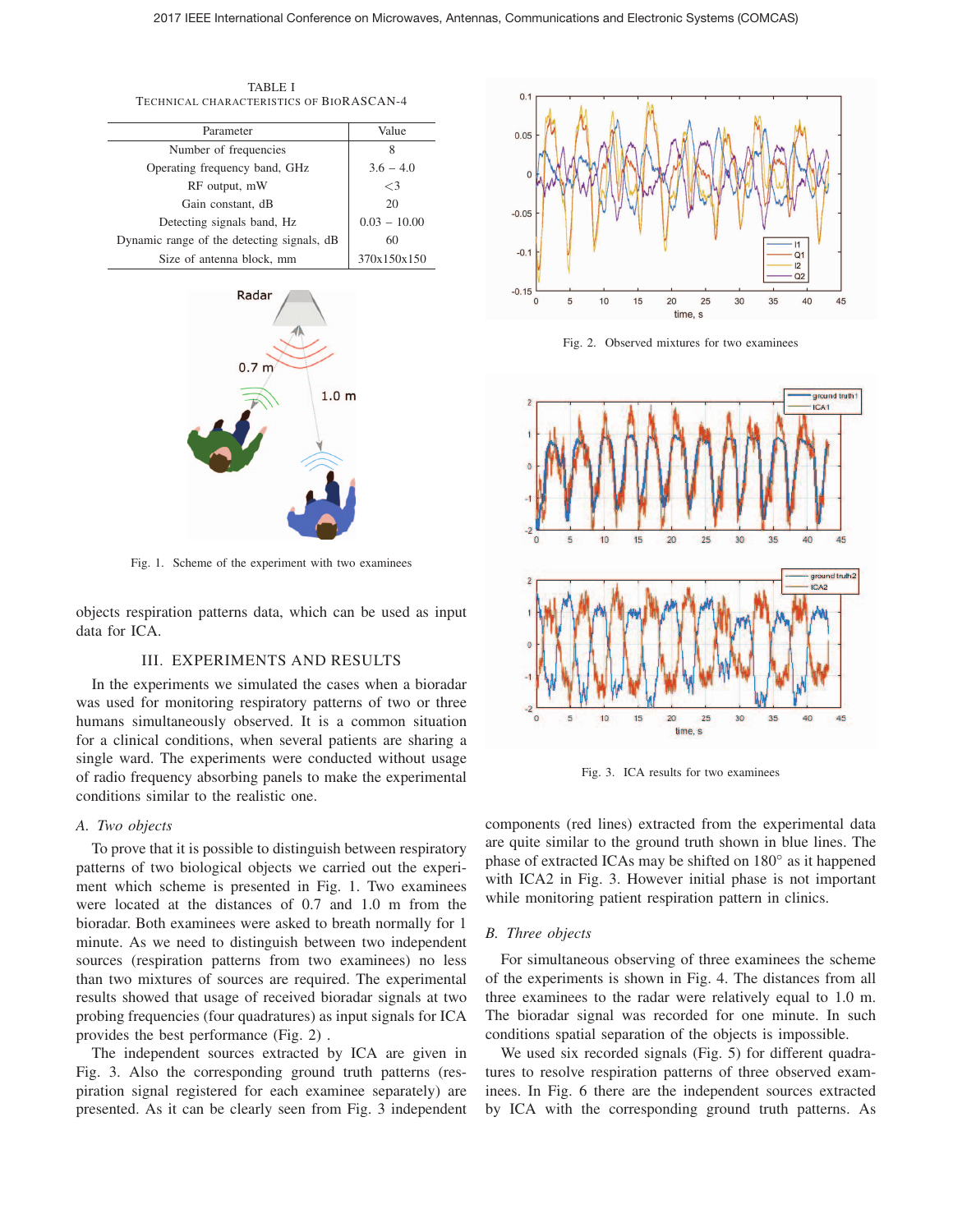TABLE I
TECHNICAL CHARACTERISTICS OF BIORASCAN-4

| Parameter | Value |
|---|---|
| Number of frequencies | 8 |
| Operating frequency band, GHz | 3.6 – 4.0 |
| RF output, mW | <3 |
| Gain constant, dB | 20 |
| Detecting signals band, Hz | 0.03 – 10.00 |
| Dynamic range of the detecting signals, dB | 60 |
| Size of antenna block, mm | 370x150x150 |

Fig. 1. Scheme of the experiment with two examinees

objects respiration patterns data, which can be used as input data for ICA.

## III. EXPERIMENTS AND RESULTS

In the experiments we simulated the cases when a bioradar was used for monitoring respiratory patterns of two or three humans simultaneously observed. It is a common situation for a clinical conditions, when several patients are sharing a single ward. The experiments were conducted without usage of radio frequency absorbing panels to make the experimental conditions similar to the realistic one.

### A. Two objects

To prove that it is possible to distinguish between respiratory patterns of two biological objects we carried out the experiment which scheme is presented in Fig. 1. Two examinees were located at the distances of 0.7 and 1.0 m from the bioradar. Both examinees were asked to breath normally for 1 minute. As we need to distinguish between two independent sources (respiration patterns from two examinees) no less than two mixtures of sources are required. The experimental results showed that usage of received bioradar signals at two probing frequencies (four quadratures) as input signals for ICA provides the best performance (Fig. 2) .

The independent sources extracted by ICA are given in Fig. 3. Also the corresponding ground truth patterns (respiration signal registered for each examinee separately) are presented. As it can be clearly seen from Fig. 3 independent components (red lines) extracted from the experimental data are quite similar to the ground truth shown in blue lines. The phase of extracted ICAs may be shifted on 180° as it happened with ICA2 in Fig. 3. However initial phase is not important while monitoring patient respiration pattern in clinics.

Fig. 2. Observed mixtures for two examinees

Fig. 3. ICA results for two examinees

### B. Three objects

For simultaneous observing of three examinees the scheme of the experiments is shown in Fig. 4. The distances from all three examinees to the radar were relatively equal to 1.0 m. The bioradar signal was recorded for one minute. In such conditions spatial separation of the objects is impossible.

We used six recorded signals (Fig. 5) for different quadratures to resolve respiration patterns of three observed examinees. In Fig. 6 there are the independent sources extracted by ICA with the corresponding ground truth patterns. As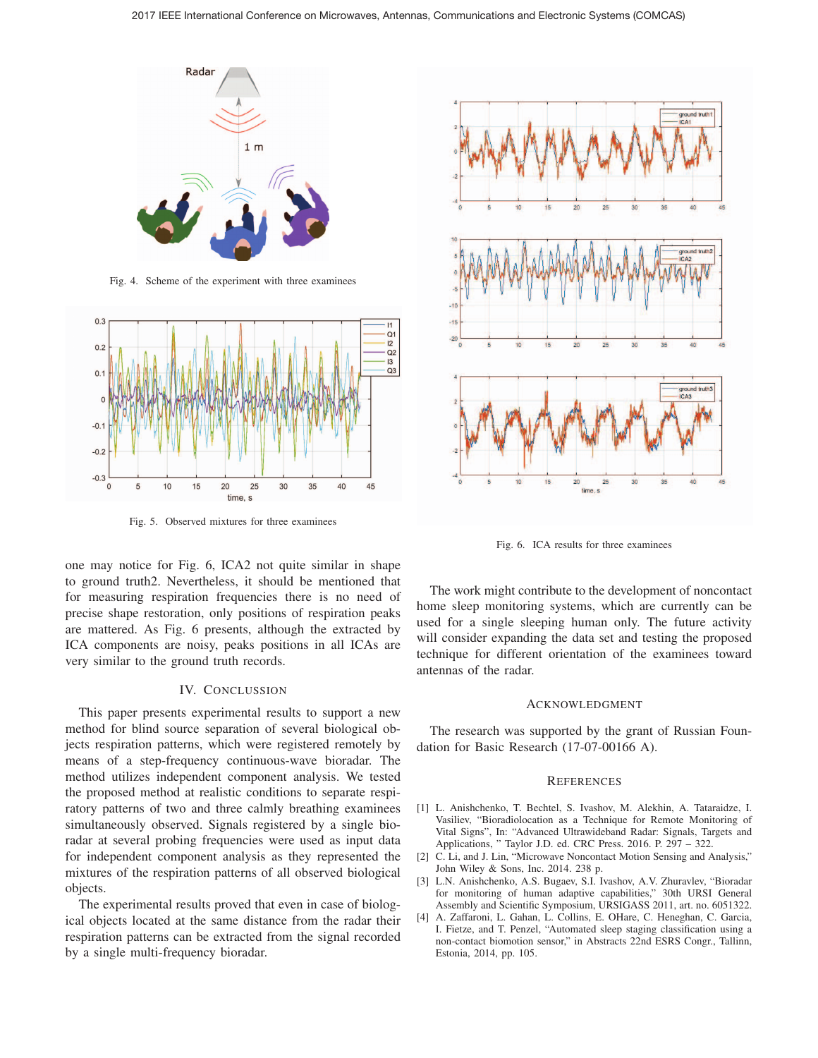Fig. 4. Scheme of the experiment with three examinees

Fig. 5. Observed mixtures for three examinees

Fig. 6. ICA results for three examinees

one may notice for Fig. 6, ICA2 not quite similar in shape to ground truth2. Nevertheless, it should be mentioned that for measuring respiration frequencies there is no need of precise shape restoration, only positions of respiration peaks are mattered. As Fig. 6 presents, although the extracted by ICA components are noisy, peaks positions in all ICAs are very similar to the ground truth records.

## IV. Conclusion

This paper presents experimental results to support a new method for blind source separation of several biological objects respiration patterns, which were registered remotely by means of a step-frequency continuous-wave bioradar. The method utilizes independent component analysis. We tested the proposed method at realistic conditions to separate respiratory patterns of two and three calmly breathing examinees simultaneously observed. Signals registered by a single bioradar at several probing frequencies were used as input data for independent component analysis as they represented the mixtures of the respiration patterns of all observed biological objects.

The experimental results proved that even in case of biological objects located at the same distance from the radar their respiration patterns can be extracted from the signal recorded by a single multi-frequency bioradar.

The work might contribute to the development of noncontact home sleep monitoring systems, which are currently can be used for a single sleeping human only. The future activity will consider expanding the data set and testing the proposed technique for different orientation of the examinees toward antennas of the radar.

## Acknowledgment

The research was supported by the grant of Russian Foundation for Basic Research (17-07-00166 A).

## References

[1] L. Anishchenko, T. Bechtel, S. Ivashov, M. Alekhin, A. Tataraidze, I. Vasiliev, "Bioradiolocation as a Technique for Remote Monitoring of Vital Signs", In: "Advanced Ultrawideband Radar: Signals, Targets and Applications, " Taylor J.D. ed. CRC Press. 2016. P. 297 – 322.

[2] C. Li, and J. Lin, "Microwave Noncontact Motion Sensing and Analysis," John Wiley & Sons, Inc. 2014. 238 p.

[3] L.N. Anishchenko, A.S. Bugaev, S.I. Ivashov, A.V. Zhuravlev, "Bioradar for monitoring of human adaptive capabilities," 30th URSI General Assembly and Scientific Symposium, URSIGASS 2011, art. no. 6051322.

[4] A. Zaffaroni, L. Gahan, L. Collins, E. OHare, C. Heneghan, C. Garcia, I. Fietze, and T. Penzel, "Automated sleep staging classification using a non-contact biomotion sensor," in Abstracts 22nd ESRS Congr., Tallinn, Estonia, 2014, pp. 105.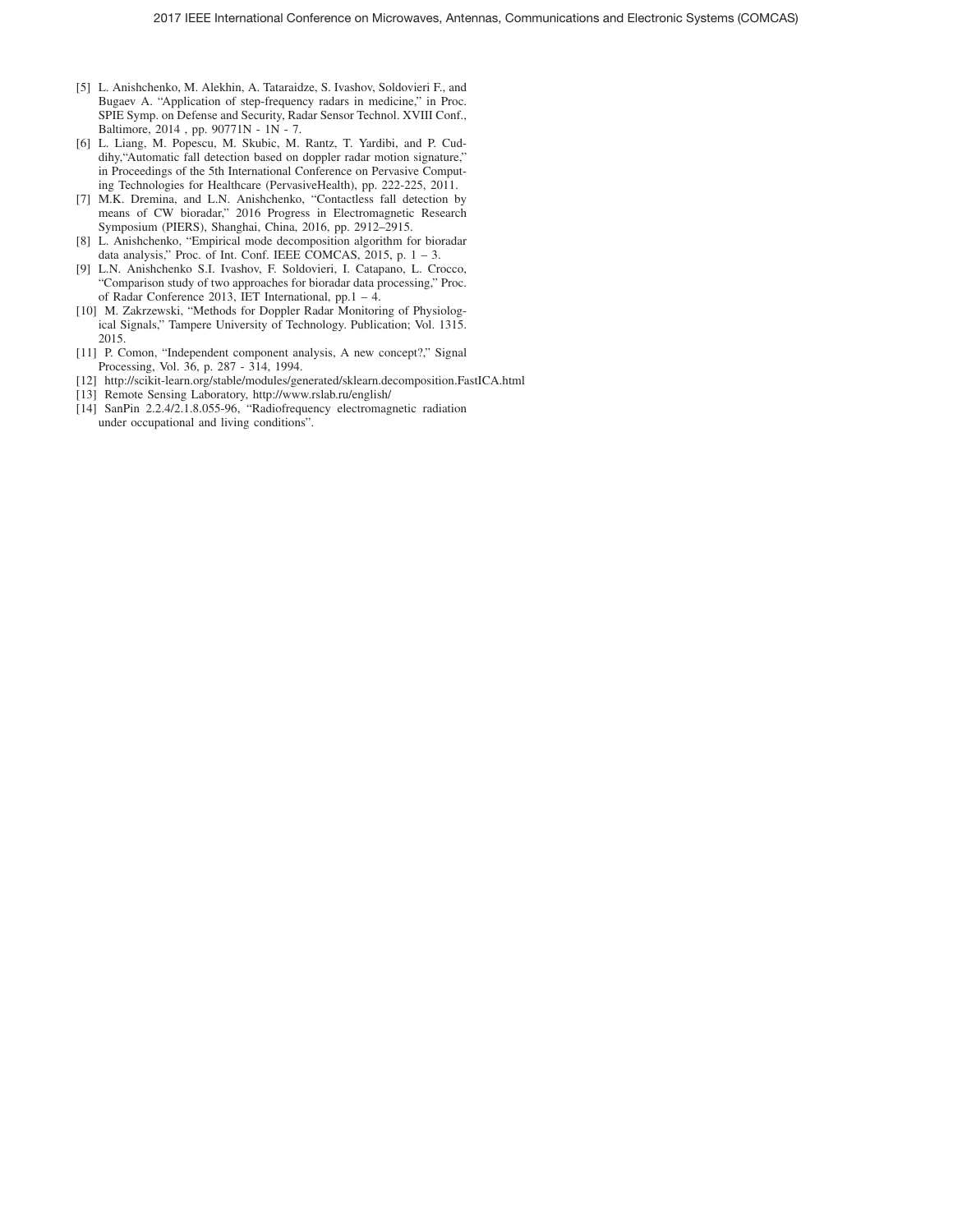[5] L. Anishchenko, M. Alekhin, A. Tataraidze, S. Ivashov, Soldovieri F., and Bugaev A. "Application of step-frequency radars in medicine," in Proc. SPIE Symp. on Defense and Security, Radar Sensor Technol. XVIII Conf., Baltimore, 2014 , pp. 90771N - 1N - 7.

[6] L. Liang, M. Popescu, M. Skubic, M. Rantz, T. Yardibi, and P. Cuddihy,"Automatic fall detection based on doppler radar motion signature," in Proceedings of the 5th International Conference on Pervasive Computing Technologies for Healthcare (PervasiveHealth), pp. 222-225, 2011.

[7] M.K. Dremina, and L.N. Anishchenko, "Contactless fall detection by means of CW bioradar," 2016 Progress in Electromagnetic Research Symposium (PIERS), Shanghai, China, 2016, pp. 2912–2915.

[8] L. Anishchenko, "Empirical mode decomposition algorithm for bioradar data analysis," Proc. of Int. Conf. IEEE COMCAS, 2015, p. 1 – 3.

[9] L.N. Anishchenko S.I. Ivashov, F. Soldovieri, I. Catapano, L. Crocco, "Comparison study of two approaches for bioradar data processing," Proc. of Radar Conference 2013, IET International, pp.1 – 4.

[10] M. Zakrzewski, "Methods for Doppler Radar Monitoring of Physiological Signals," Tampere University of Technology. Publication; Vol. 1315. 2015.

[11] P. Comon, "Independent component analysis, A new concept?," Signal Processing, Vol. 36, p. 287 - 314, 1994.

[12] http://scikit-learn.org/stable/modules/generated/sklearn.decomposition.FastICA.html

[13] Remote Sensing Laboratory, http://www.rslab.ru/english/

[14] SanPin 2.2.4/2.1.8.055-96, "Radiofrequency electromagnetic radiation under occupational and living conditions".